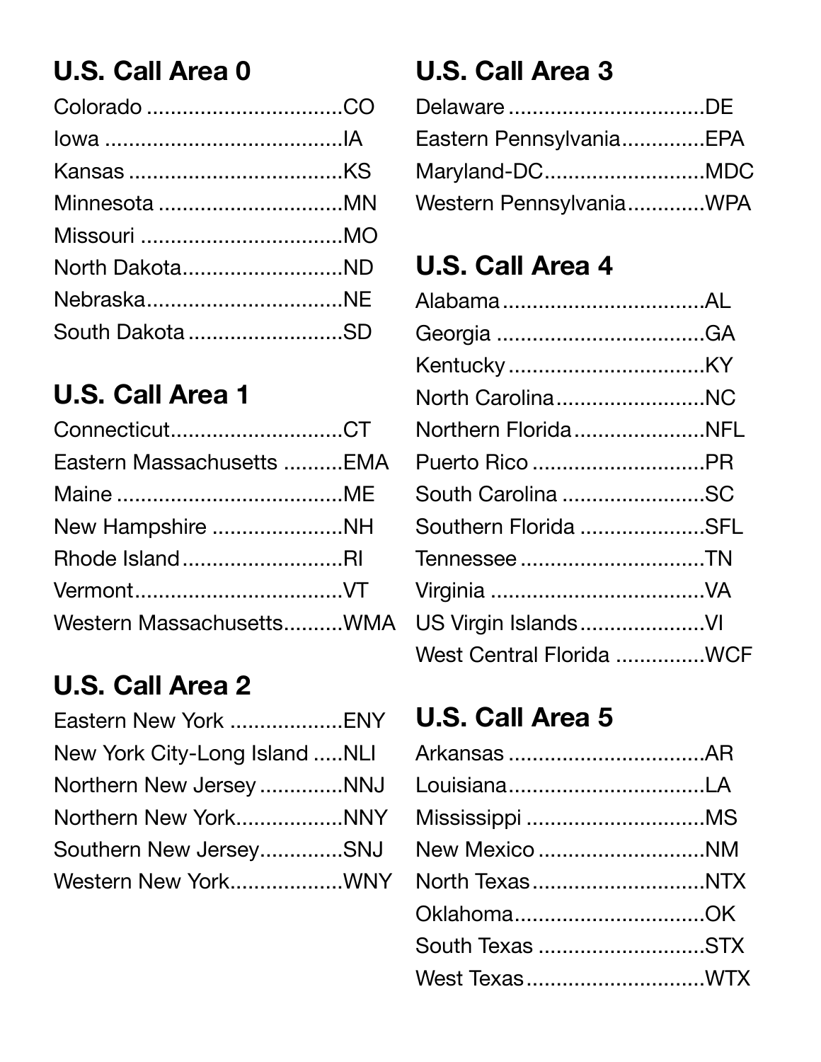## U.S. Call Area 0

Colorado ................................CO
Iowa .......................................IA
Kansas ...................................KS
Minnesota ...............................MN
Missouri .................................MO
North Dakota..........................ND
Nebraska................................NE
South Dakota ..........................SD

## U.S. Call Area 1

Connecticut............................CT
Eastern Massachusetts ..........EMA
Maine .....................................ME
New Hampshire ......................NH
Rhode Island...........................RI
Vermont..................................VT
Western Massachusetts..........WMA

## U.S. Call Area 2

Eastern New York ..................ENY
New York City-Long Island .....NLI
Northern New Jersey .............NNJ
Northern New York..................NNY
Southern New Jersey.............SNJ
Western New York..................WNY

## U.S. Call Area 3

Delaware ................................DE
Eastern Pennsylvania.............EPA
Maryland-DC..........................MDC
Western Pennsylvania............WPA

## U.S. Call Area 4

Alabama .................................AL
Georgia ..................................GA
Kentucky ................................KY
North Carolina........................NC
Northern Florida......................NFL
Puerto Rico ............................PR
South Carolina ........................SC
Southern Florida .....................SFL
Tennessee ..............................TN
Virginia ...................................VA
US Virgin Islands.....................VI
West Central Florida ..............WCF

## U.S. Call Area 5

Arkansas ................................AR
Louisiana................................LA
Mississippi ..............................MS
New Mexico ............................NM
North Texas.............................NTX
Oklahoma................................OK
South Texas ............................STX
West Texas..............................WTX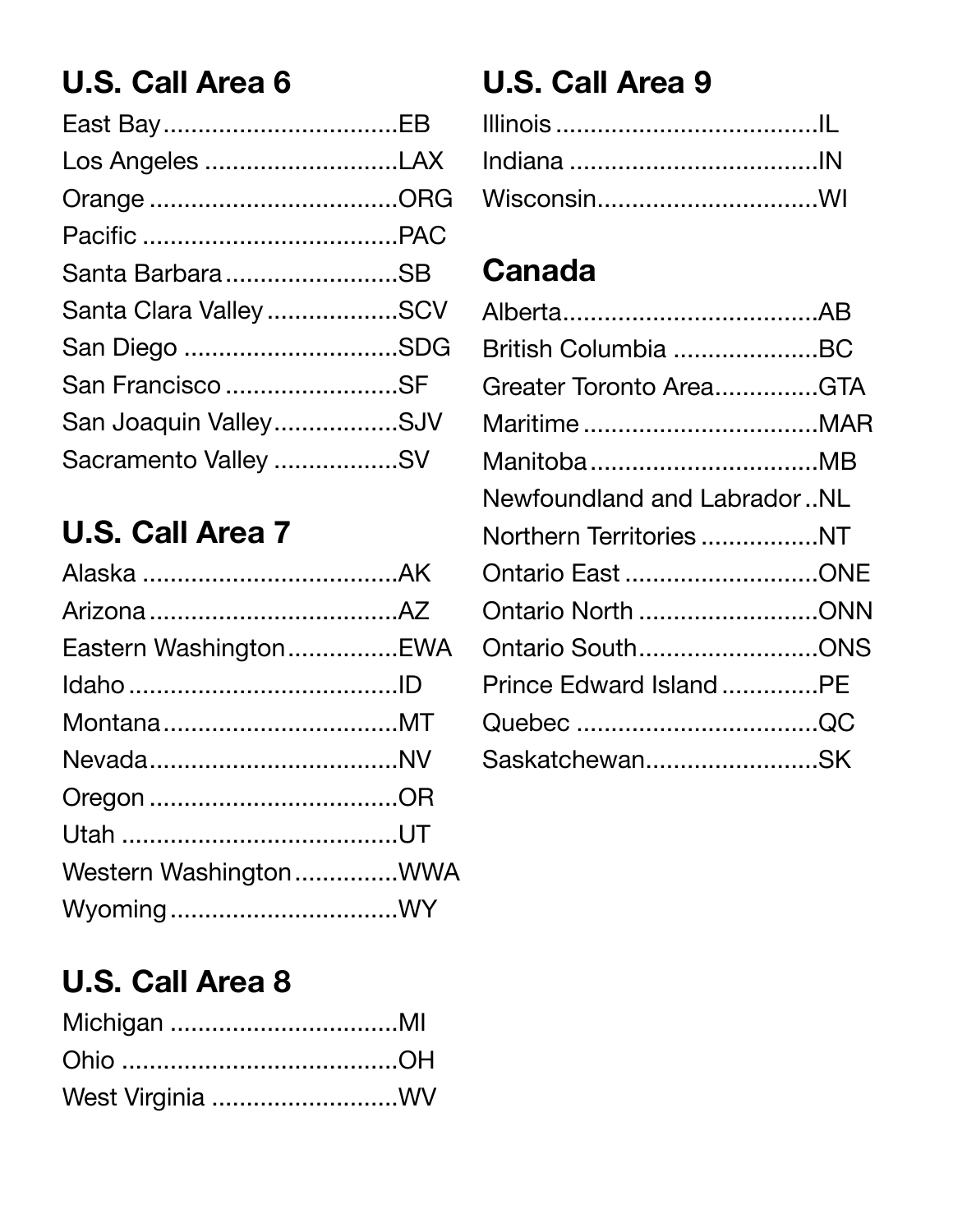## U.S. Call Area 6

East Bay.................................EB
Los Angeles ...........................LAX
Orange ...................................ORG
Pacific ....................................PAC
Santa Barbara.........................SB
Santa Clara Valley...................SCV
San Diego ..............................SDG
San Francisco .........................SF
San Joaquin Valley..................SJV
Sacramento Valley .................SV

## U.S. Call Area 7

Alaska ....................................AK
Arizona...................................AZ
Eastern Washington................EWA
Idaho.......................................ID
Montana.................................MT
Nevada...................................NV
Oregon ...................................OR
Utah .......................................UT
Western Washington..............WWA
Wyoming................................WY

## U.S. Call Area 8

Michigan ................................MI
Ohio .......................................OH
West Virginia ..........................WV

## U.S. Call Area 9

Illinois ....................................IL
Indiana ...................................IN
Wisconsin...............................WI

## Canada

Alberta...................................AB
British Columbia ....................BC
Greater Toronto Area..............GTA
Maritime .................................MAR
Manitoba................................MB
Newfoundland and Labrador ..NL
Northern Territories ................NT
Ontario East ...........................ONE
Ontario North .........................ONN
Ontario South.........................ONS
Prince Edward Island .............PE
Quebec ..................................QC
Saskatchewan........................SK